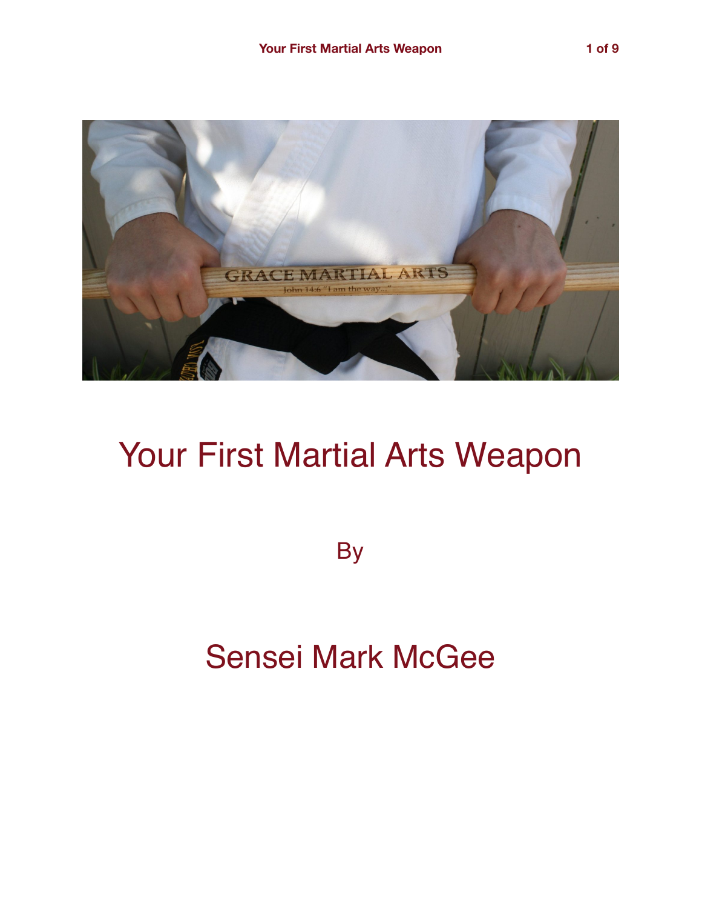# Your First Martial Arts Weapon

By

## Sensei Mark McGee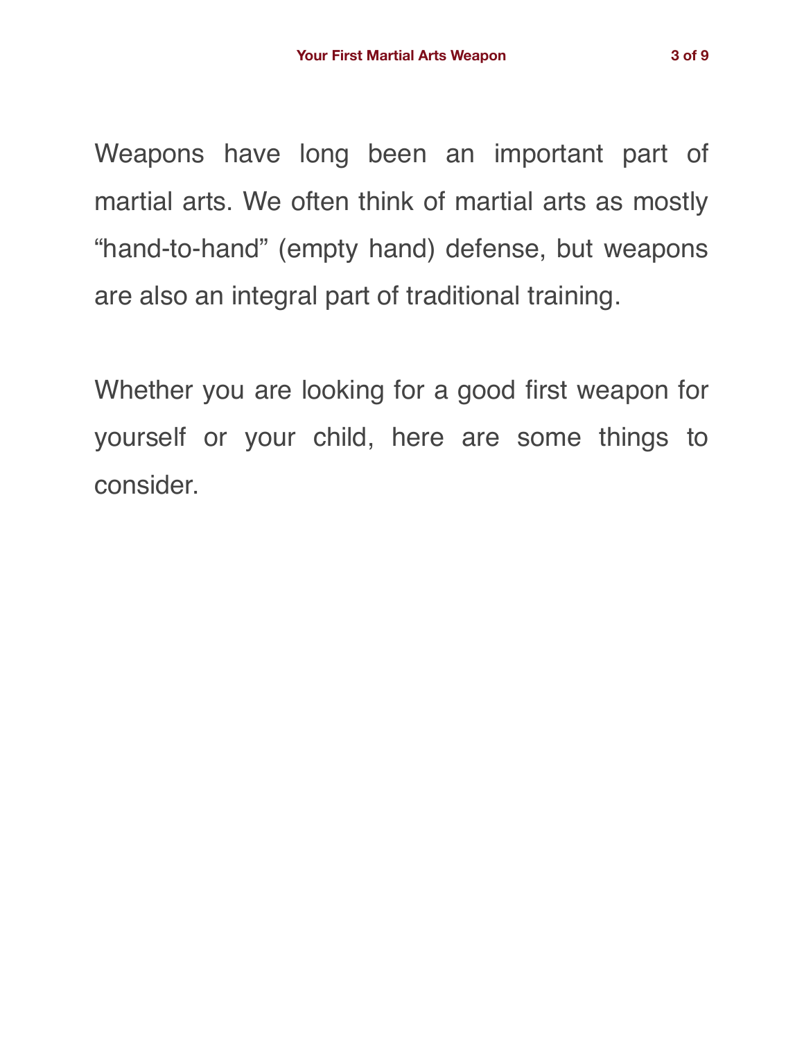Weapons have long been an important part of martial arts. We often think of martial arts as mostly “hand-to-hand” (empty hand) defense, but weapons are also an integral part of traditional training.

Whether you are looking for a good first weapon for yourself or your child, here are some things to consider.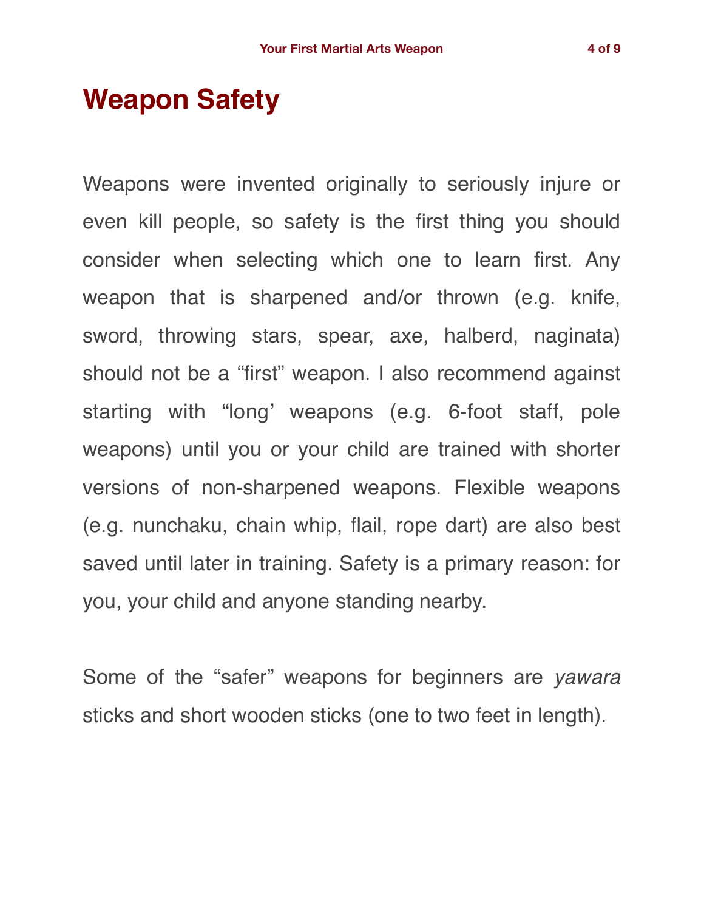# Weapon Safety

Weapons were invented originally to seriously injure or even kill people, so safety is the first thing you should consider when selecting which one to learn first. Any weapon that is sharpened and/or thrown (e.g. knife, sword, throwing stars, spear, axe, halberd, naginata) should not be a "first" weapon. I also recommend against starting with "long' weapons (e.g. 6-foot staff, pole weapons) until you or your child are trained with shorter versions of non-sharpened weapons. Flexible weapons (e.g. nunchaku, chain whip, flail, rope dart) are also best saved until later in training. Safety is a primary reason: for you, your child and anyone standing nearby.

Some of the "safer" weapons for beginners are *yawara* sticks and short wooden sticks (one to two feet in length).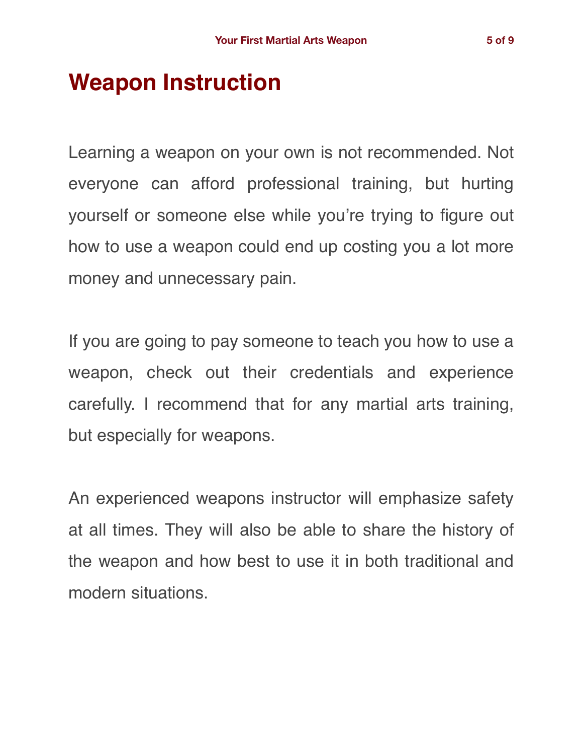# Weapon Instruction

Learning a weapon on your own is not recommended. Not everyone can afford professional training, but hurting yourself or someone else while you're trying to figure out how to use a weapon could end up costing you a lot more money and unnecessary pain.

If you are going to pay someone to teach you how to use a weapon, check out their credentials and experience carefully. I recommend that for any martial arts training, but especially for weapons.

An experienced weapons instructor will emphasize safety at all times. They will also be able to share the history of the weapon and how best to use it in both traditional and modern situations.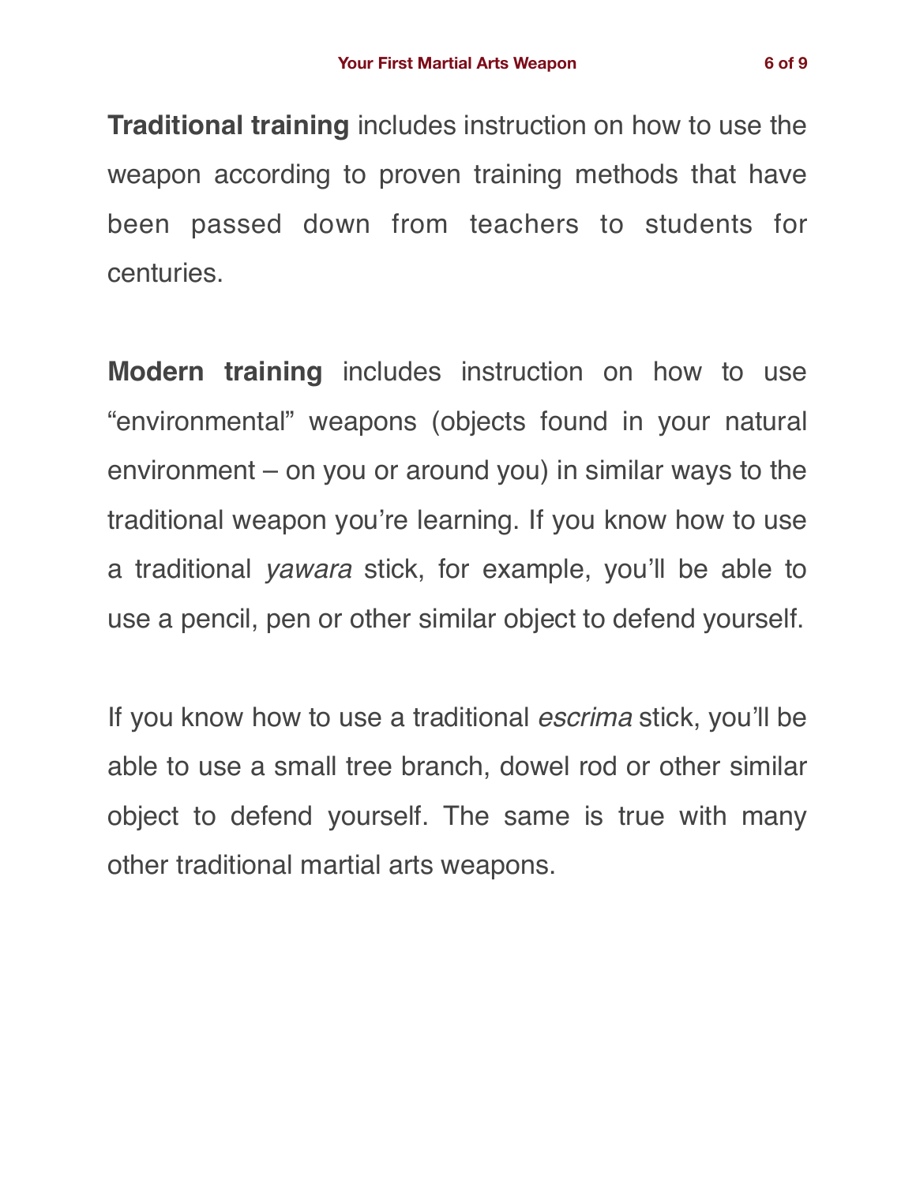**Traditional training** includes instruction on how to use the weapon according to proven training methods that have been passed down from teachers to students for centuries.

**Modern training** includes instruction on how to use “environmental” weapons (objects found in your natural environment – on you or around you) in similar ways to the traditional weapon you’re learning. If you know how to use a traditional *yawara* stick, for example, you’ll be able to use a pencil, pen or other similar object to defend yourself.

If you know how to use a traditional *escrima* stick, you’ll be able to use a small tree branch, dowel rod or other similar object to defend yourself. The same is true with many other traditional martial arts weapons.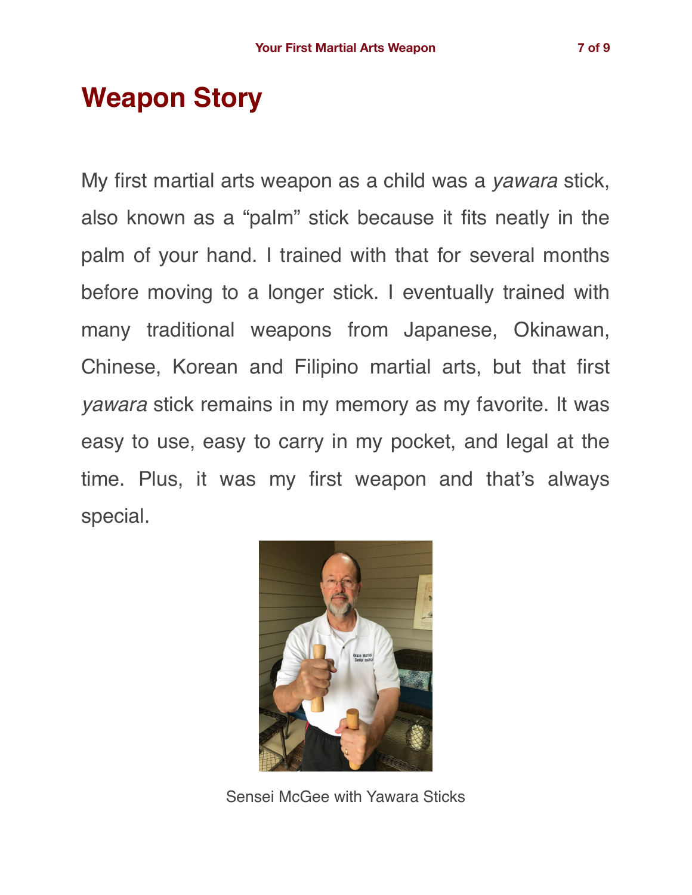# Weapon Story

My first martial arts weapon as a child was a *yawara* stick, also known as a "palm" stick because it fits neatly in the palm of your hand. I trained with that for several months before moving to a longer stick. I eventually trained with many traditional weapons from Japanese, Okinawan, Chinese, Korean and Filipino martial arts, but that first *yawara* stick remains in my memory as my favorite. It was easy to use, easy to carry in my pocket, and legal at the time. Plus, it was my first weapon and that's always special.

Sensei McGee with Yawara Sticks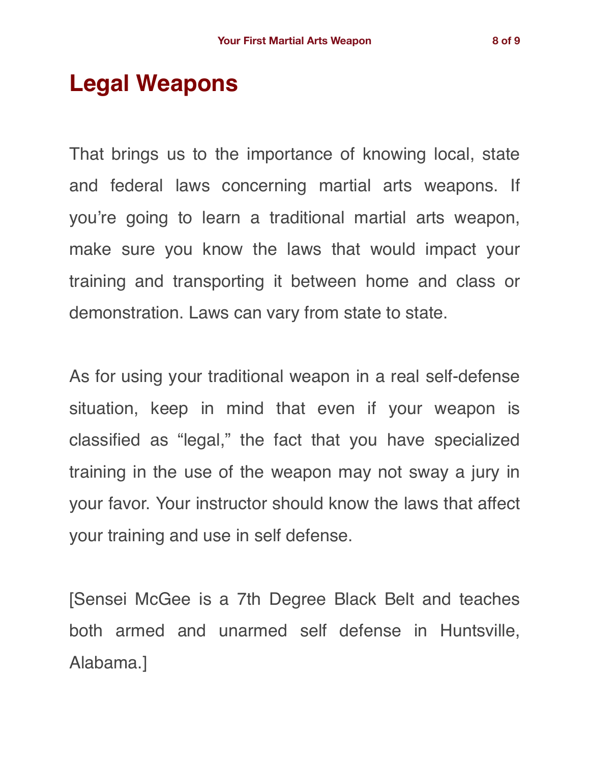# Legal Weapons

That brings us to the importance of knowing local, state and federal laws concerning martial arts weapons. If you're going to learn a traditional martial arts weapon, make sure you know the laws that would impact your training and transporting it between home and class or demonstration. Laws can vary from state to state.

As for using your traditional weapon in a real self-defense situation, keep in mind that even if your weapon is classified as "legal," the fact that you have specialized training in the use of the weapon may not sway a jury in your favor. Your instructor should know the laws that affect your training and use in self defense.

[Sensei McGee is a 7th Degree Black Belt and teaches both armed and unarmed self defense in Huntsville, Alabama.]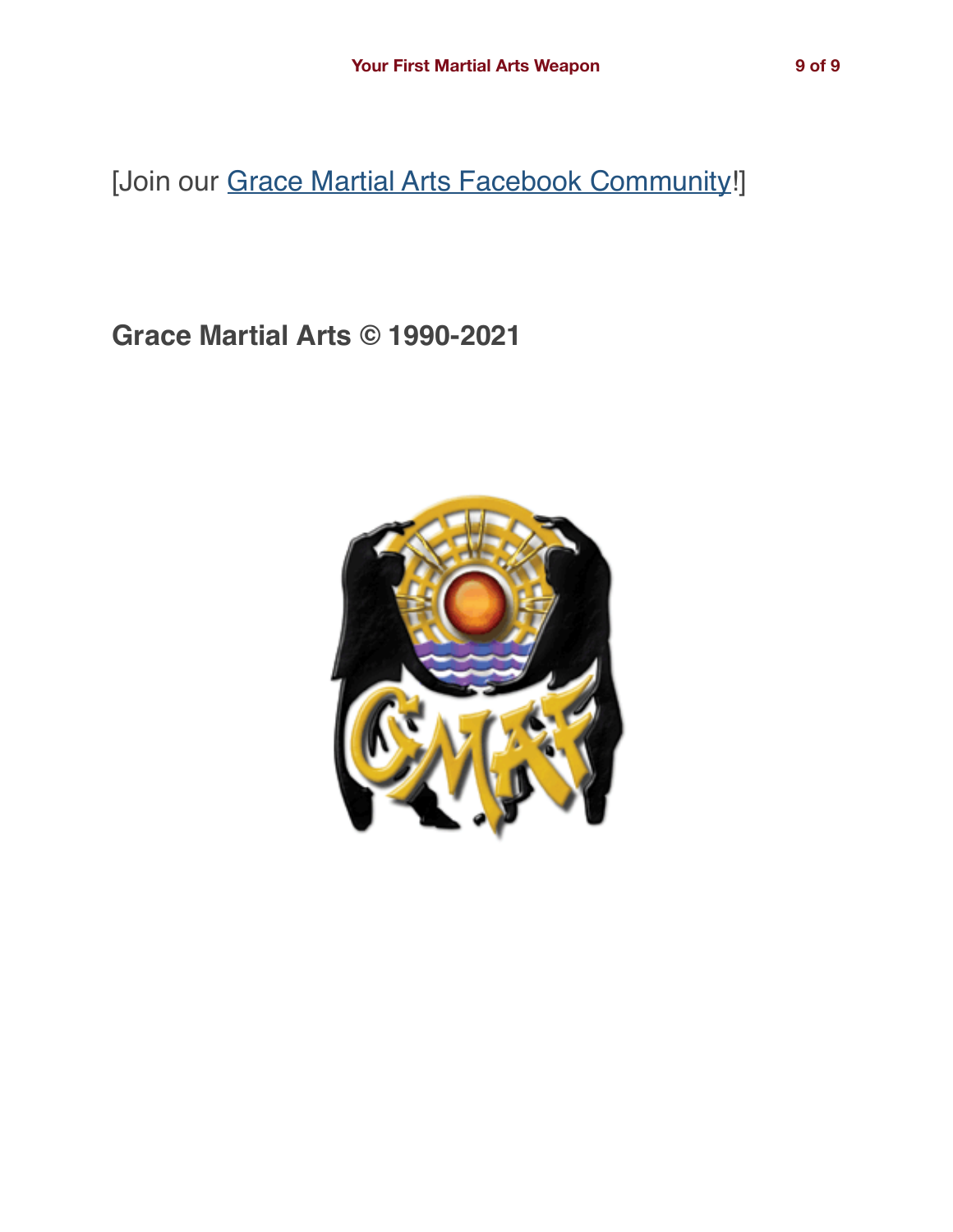[Join our Grace Martial Arts Facebook Community!]

**Grace Martial Arts © 1990-2021**